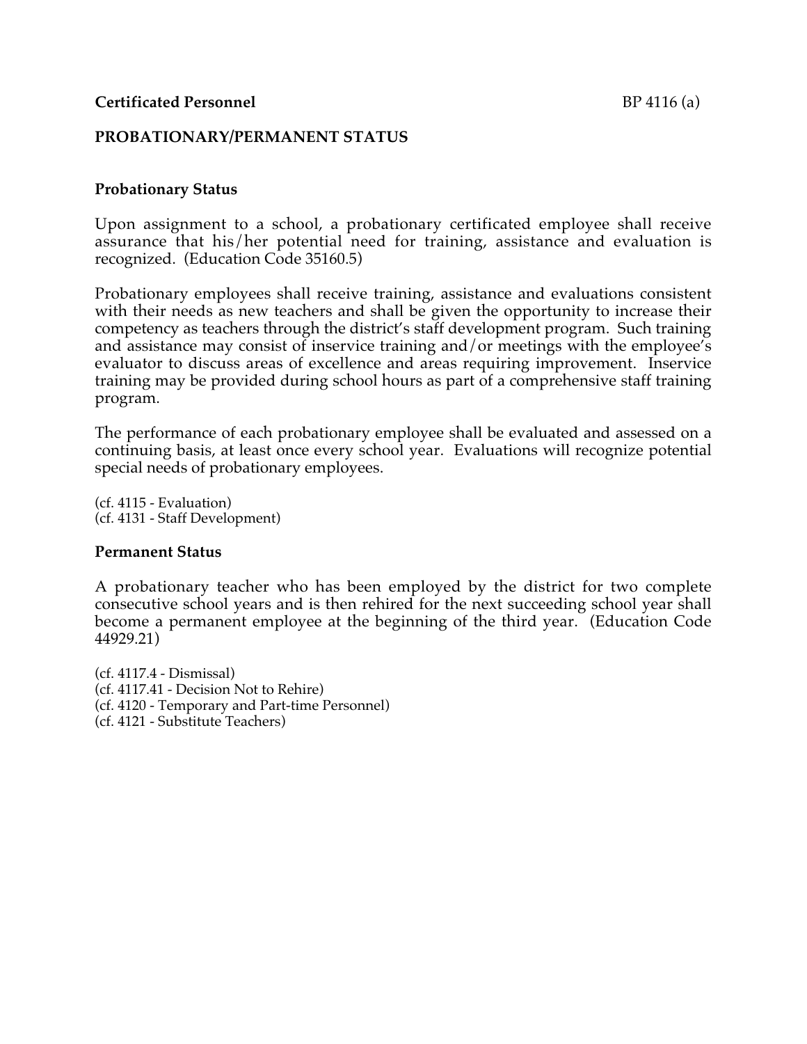**Certificated Personnel** BP 4116 (a)

## PROBATIONARY/PERMANENT STATUS

### Probationary Status

Upon assignment to a school, a probationary certificated employee shall receive assurance that his/her potential need for training, assistance and evaluation is recognized. (Education Code 35160.5)

Probationary employees shall receive training, assistance and evaluations consistent with their needs as new teachers and shall be given the opportunity to increase their competency as teachers through the district's staff development program. Such training and assistance may consist of inservice training and/or meetings with the employee's evaluator to discuss areas of excellence and areas requiring improvement. Inservice training may be provided during school hours as part of a comprehensive staff training program.

The performance of each probationary employee shall be evaluated and assessed on a continuing basis, at least once every school year. Evaluations will recognize potential special needs of probationary employees.

(cf. 4115 - Evaluation)
(cf. 4131 - Staff Development)

### Permanent Status

A probationary teacher who has been employed by the district for two complete consecutive school years and is then rehired for the next succeeding school year shall become a permanent employee at the beginning of the third year. (Education Code 44929.21)

(cf. 4117.4 - Dismissal)
(cf. 4117.41 - Decision Not to Rehire)
(cf. 4120 - Temporary and Part-time Personnel)
(cf. 4121 - Substitute Teachers)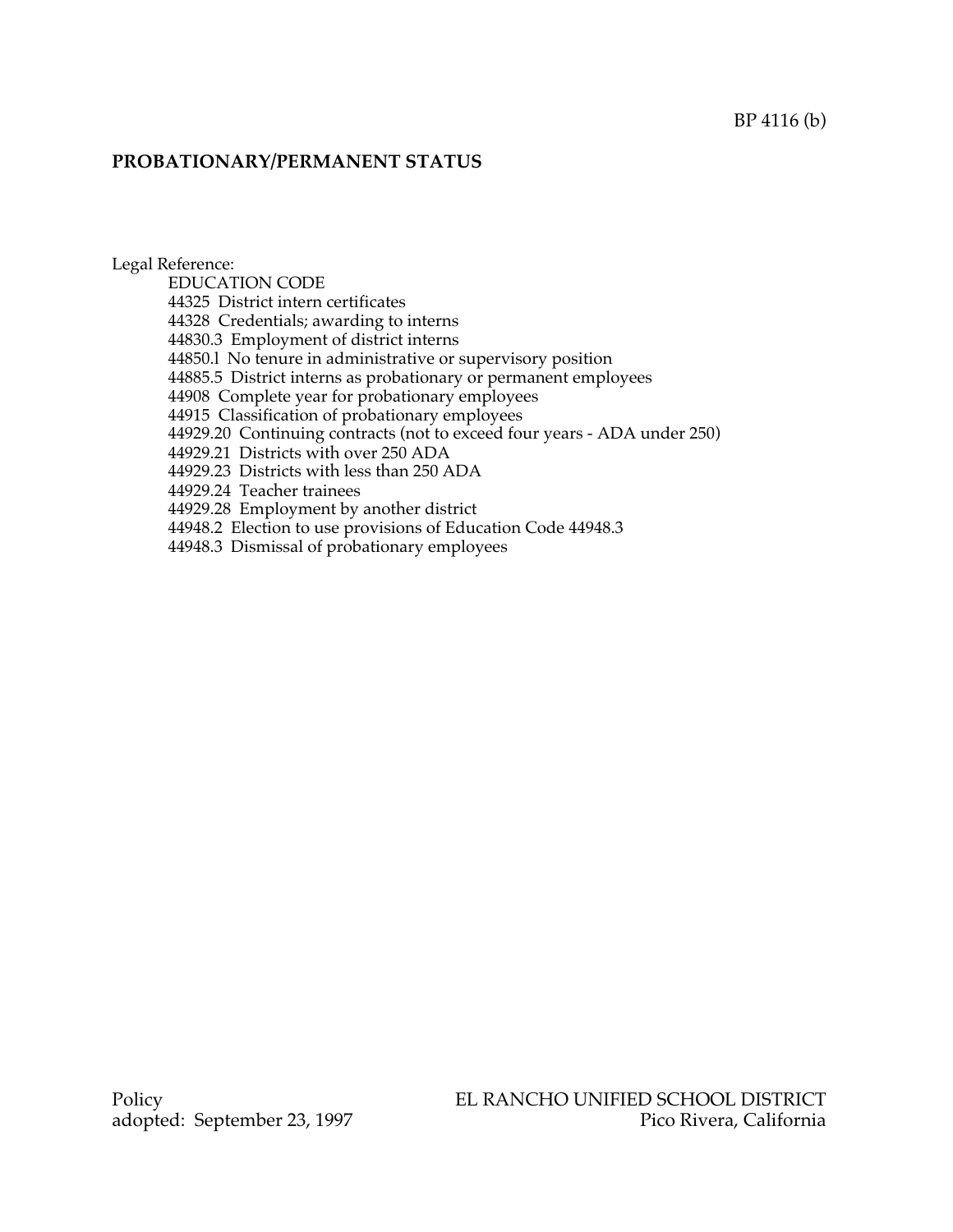**PROBATIONARY/PERMANENT STATUS**

Legal Reference:

EDUCATION CODE

44325 District intern certificates
44328 Credentials; awarding to interns
44830.3 Employment of district interns
44850.l No tenure in administrative or supervisory position
44885.5 District interns as probationary or permanent employees
44908 Complete year for probationary employees
44915 Classification of probationary employees
44929.20 Continuing contracts (not to exceed four years - ADA under 250)
44929.21 Districts with over 250 ADA
44929.23 Districts with less than 250 ADA
44929.24 Teacher trainees
44929.28 Employment by another district
44948.2 Election to use provisions of Education Code 44948.3
44948.3 Dismissal of probationary employees

Policy
adopted: September 23, 1997

EL RANCHO UNIFIED SCHOOL DISTRICT
Pico Rivera, California